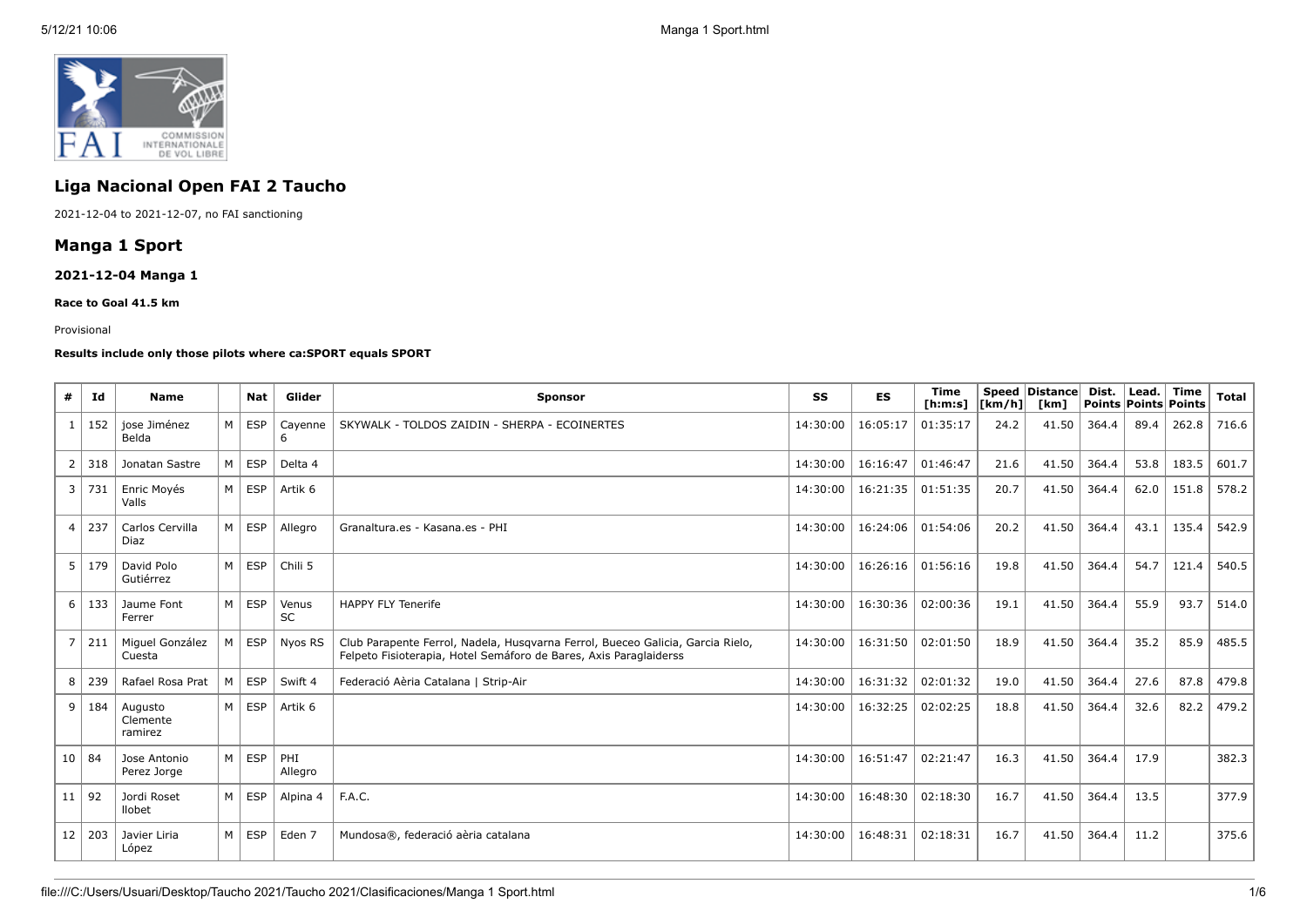# Liga Nacional Open FAI 2 Taucho

2021-12-04 to 2021-12-07, no FAI sanctioning

## Manga 1 Sport

### 2021-12-04 Manga 1

#### Race to Goal 41.5 km

Provisional

**Results include only those pilots where ca:SPORT equals SPORT**

| # | Id | Name | | Nat | Glider | Sponsor | SS | ES | Time [h:m:s] | Speed [km/h] | Distance [km] | Dist. Points | Lead. Points | Time Points | Total |
|---|---|---|---|---|---|---|---|---|---|---|---|---|---|---|---|
| 1 | 152 | jose Jiménez Belda | M | ESP | Cayenne 6 | SKYWALK - TOLDOS ZAIDIN - SHERPA - ECOINERTES | 14:30:00 | 16:05:17 | 01:35:17 | 24.2 | 41.50 | 364.4 | 89.4 | 262.8 | 716.6 |
| 2 | 318 | Jonatan Sastre | M | ESP | Delta 4 | | 14:30:00 | 16:16:47 | 01:46:47 | 21.6 | 41.50 | 364.4 | 53.8 | 183.5 | 601.7 |
| 3 | 731 | Enric Moyés Valls | M | ESP | Artik 6 | | 14:30:00 | 16:21:35 | 01:51:35 | 20.7 | 41.50 | 364.4 | 62.0 | 151.8 | 578.2 |
| 4 | 237 | Carlos Cervilla Diaz | M | ESP | Allegro | Granaltura.es - Kasana.es - PHI | 14:30:00 | 16:24:06 | 01:54:06 | 20.2 | 41.50 | 364.4 | 43.1 | 135.4 | 542.9 |
| 5 | 179 | David Polo Gutiérrez | M | ESP | Chili 5 | | 14:30:00 | 16:26:16 | 01:56:16 | 19.8 | 41.50 | 364.4 | 54.7 | 121.4 | 540.5 |
| 6 | 133 | Jaume Font Ferrer | M | ESP | Venus SC | HAPPY FLY Tenerife | 14:30:00 | 16:30:36 | 02:00:36 | 19.1 | 41.50 | 364.4 | 55.9 | 93.7 | 514.0 |
| 7 | 211 | Miguel González Cuesta | M | ESP | Nyos RS | Club Parapente Ferrol, Nadela, Husqvarna Ferrol, Bueceo Galicia, Garcia Rielo, Felpeto Fisioterapia, Hotel Semáforo de Bares, Axis Paraglaiderss | 14:30:00 | 16:31:50 | 02:01:50 | 18.9 | 41.50 | 364.4 | 35.2 | 85.9 | 485.5 |
| 8 | 239 | Rafael Rosa Prat | M | ESP | Swift 4 | Federació Aèria Catalana \| Strip-Air | 14:30:00 | 16:31:32 | 02:01:32 | 19.0 | 41.50 | 364.4 | 27.6 | 87.8 | 479.8 |
| 9 | 184 | Augusto Clemente ramirez | M | ESP | Artik 6 | | 14:30:00 | 16:32:25 | 02:02:25 | 18.8 | 41.50 | 364.4 | 32.6 | 82.2 | 479.2 |
| 10 | 84 | Jose Antonio Perez Jorge | M | ESP | PHI Allegro | | 14:30:00 | 16:51:47 | 02:21:47 | 16.3 | 41.50 | 364.4 | 17.9 | | 382.3 |
| 11 | 92 | Jordi Roset llobet | M | ESP | Alpina 4 | F.A.C. | 14:30:00 | 16:48:30 | 02:18:30 | 16.7 | 41.50 | 364.4 | 13.5 | | 377.9 |
| 12 | 203 | Javier Liria López | M | ESP | Eden 7 | Mundosa®, federació aèria catalana | 14:30:00 | 16:48:31 | 02:18:31 | 16.7 | 41.50 | 364.4 | 11.2 | | 375.6 |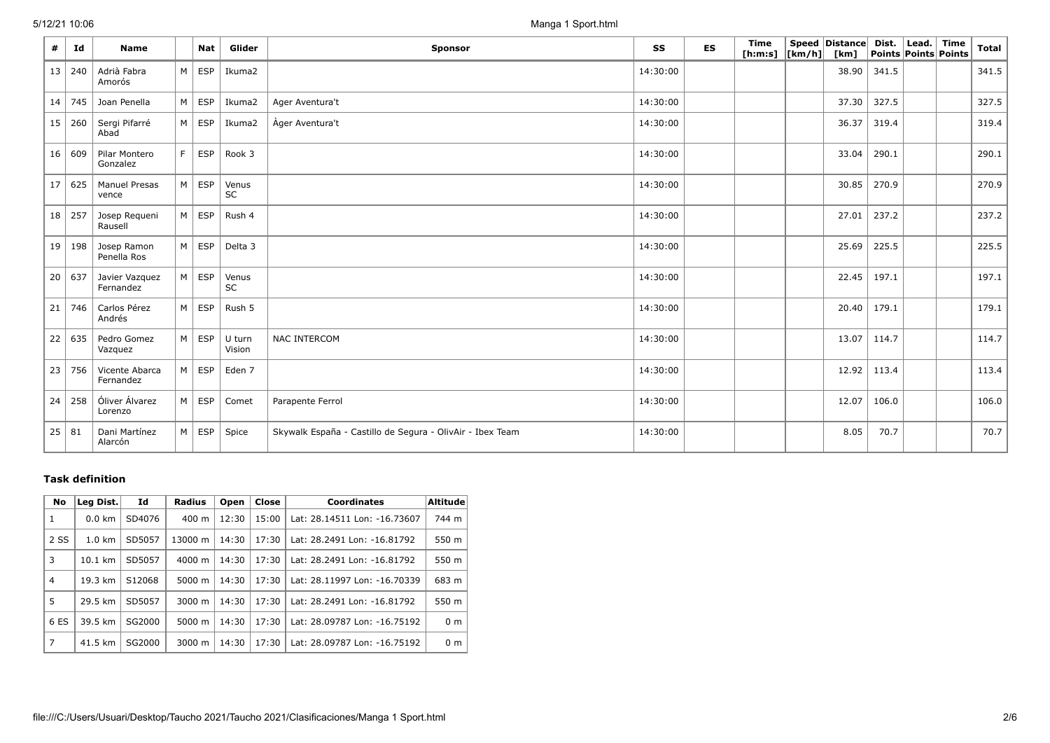| # | Id | Name | | Nat | Glider | Sponsor | SS | ES | Time [h:m:s] | Speed [km/h] | Distance [km] | Dist. Points | Lead. Points | Time Points | Total |
|---|---|---|---|---|---|---|---|---|---|---|---|---|---|---|---|
| 13 | 240 | Adrià Fabra Amorós | M | ESP | Ikuma2 | | 14:30:00 | | | | 38.90 | 341.5 | | | 341.5 |
| 14 | 745 | Joan Penella | M | ESP | Ikuma2 | Ager Aventura't | 14:30:00 | | | | 37.30 | 327.5 | | | 327.5 |
| 15 | 260 | Sergi Pifarré Abad | M | ESP | Ikuma2 | Àger Aventura't | 14:30:00 | | | | 36.37 | 319.4 | | | 319.4 |
| 16 | 609 | Pilar Montero Gonzalez | F | ESP | Rook 3 | | 14:30:00 | | | | 33.04 | 290.1 | | | 290.1 |
| 17 | 625 | Manuel Presas vence | M | ESP | Venus SC | | 14:30:00 | | | | 30.85 | 270.9 | | | 270.9 |
| 18 | 257 | Josep Requeni Rausell | M | ESP | Rush 4 | | 14:30:00 | | | | 27.01 | 237.2 | | | 237.2 |
| 19 | 198 | Josep Ramon Penella Ros | M | ESP | Delta 3 | | 14:30:00 | | | | 25.69 | 225.5 | | | 225.5 |
| 20 | 637 | Javier Vazquez Fernandez | M | ESP | Venus SC | | 14:30:00 | | | | 22.45 | 197.1 | | | 197.1 |
| 21 | 746 | Carlos Pérez Andrés | M | ESP | Rush 5 | | 14:30:00 | | | | 20.40 | 179.1 | | | 179.1 |
| 22 | 635 | Pedro Gomez Vazquez | M | ESP | U turn Vision | NAC INTERCOM | 14:30:00 | | | | 13.07 | 114.7 | | | 114.7 |
| 23 | 756 | Vicente Abarca Fernandez | M | ESP | Eden 7 | | 14:30:00 | | | | 12.92 | 113.4 | | | 113.4 |
| 24 | 258 | Óliver Álvarez Lorenzo | M | ESP | Comet | Parapente Ferrol | 14:30:00 | | | | 12.07 | 106.0 | | | 106.0 |
| 25 | 81 | Dani Martínez Alarcón | M | ESP | Spice | Skywalk España - Castillo de Segura - OlivAir - Ibex Team | 14:30:00 | | | | 8.05 | 70.7 | | | 70.7 |

### Task definition

| No | Leg Dist. | Id | Radius | Open | Close | Coordinates | Altitude |
|---|---|---|---|---|---|---|---|
| 1 | 0.0 km | SD4076 | 400 m | 12:30 | 15:00 | Lat: 28.14511 Lon: -16.73607 | 744 m |
| 2 SS | 1.0 km | SD5057 | 13000 m | 14:30 | 17:30 | Lat: 28.2491 Lon: -16.81792 | 550 m |
| 3 | 10.1 km | SD5057 | 4000 m | 14:30 | 17:30 | Lat: 28.2491 Lon: -16.81792 | 550 m |
| 4 | 19.3 km | S12068 | 5000 m | 14:30 | 17:30 | Lat: 28.11997 Lon: -16.70339 | 683 m |
| 5 | 29.5 km | SD5057 | 3000 m | 14:30 | 17:30 | Lat: 28.2491 Lon: -16.81792 | 550 m |
| 6 ES | 39.5 km | SG2000 | 5000 m | 14:30 | 17:30 | Lat: 28.09787 Lon: -16.75192 | 0 m |
| 7 | 41.5 km | SG2000 | 3000 m | 14:30 | 17:30 | Lat: 28.09787 Lon: -16.75192 | 0 m |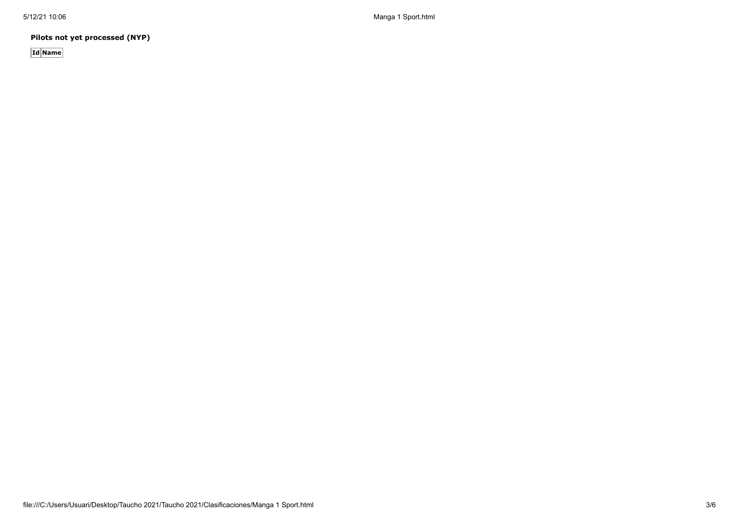**Pilots not yet processed (NYP)**

| Id | Name |
|---|---|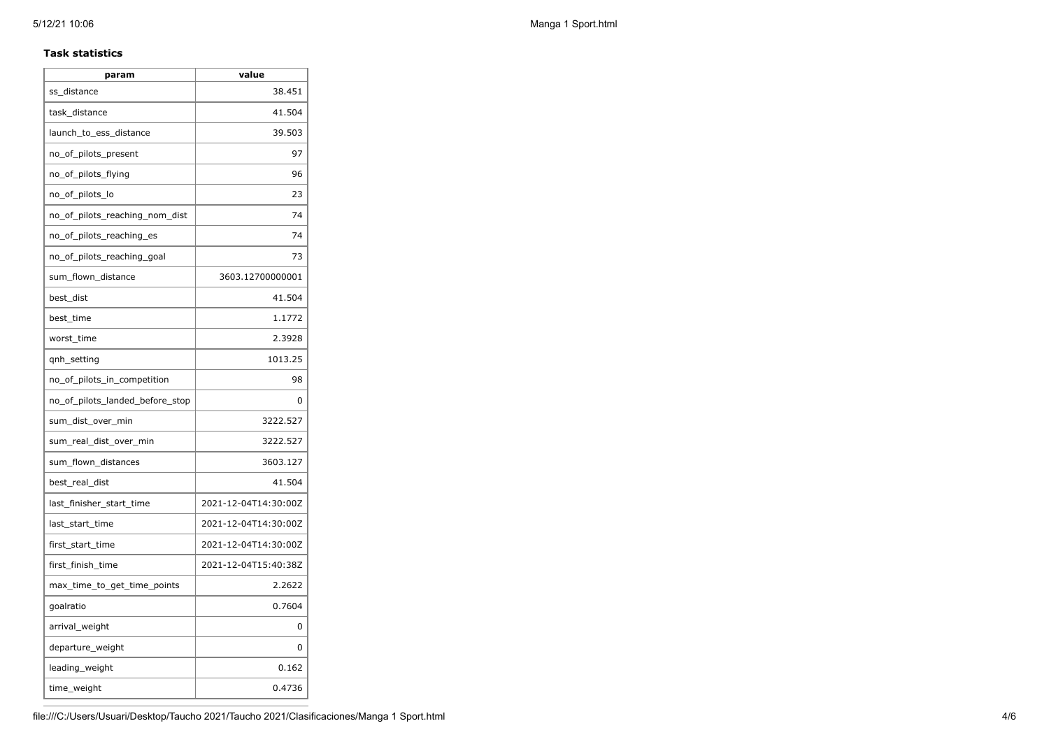**Task statistics**

| param | value |
|---|---|
| ss_distance | 38.451 |
| task_distance | 41.504 |
| launch_to_ess_distance | 39.503 |
| no_of_pilots_present | 97 |
| no_of_pilots_flying | 96 |
| no_of_pilots_lo | 23 |
| no_of_pilots_reaching_nom_dist | 74 |
| no_of_pilots_reaching_es | 74 |
| no_of_pilots_reaching_goal | 73 |
| sum_flown_distance | 3603.12700000001 |
| best_dist | 41.504 |
| best_time | 1.1772 |
| worst_time | 2.3928 |
| qnh_setting | 1013.25 |
| no_of_pilots_in_competition | 98 |
| no_of_pilots_landed_before_stop | 0 |
| sum_dist_over_min | 3222.527 |
| sum_real_dist_over_min | 3222.527 |
| sum_flown_distances | 3603.127 |
| best_real_dist | 41.504 |
| last_finisher_start_time | 2021-12-04T14:30:00Z |
| last_start_time | 2021-12-04T14:30:00Z |
| first_start_time | 2021-12-04T14:30:00Z |
| first_finish_time | 2021-12-04T15:40:38Z |
| max_time_to_get_time_points | 2.2622 |
| goalratio | 0.7604 |
| arrival_weight | 0 |
| departure_weight | 0 |
| leading_weight | 0.162 |
| time_weight | 0.4736 |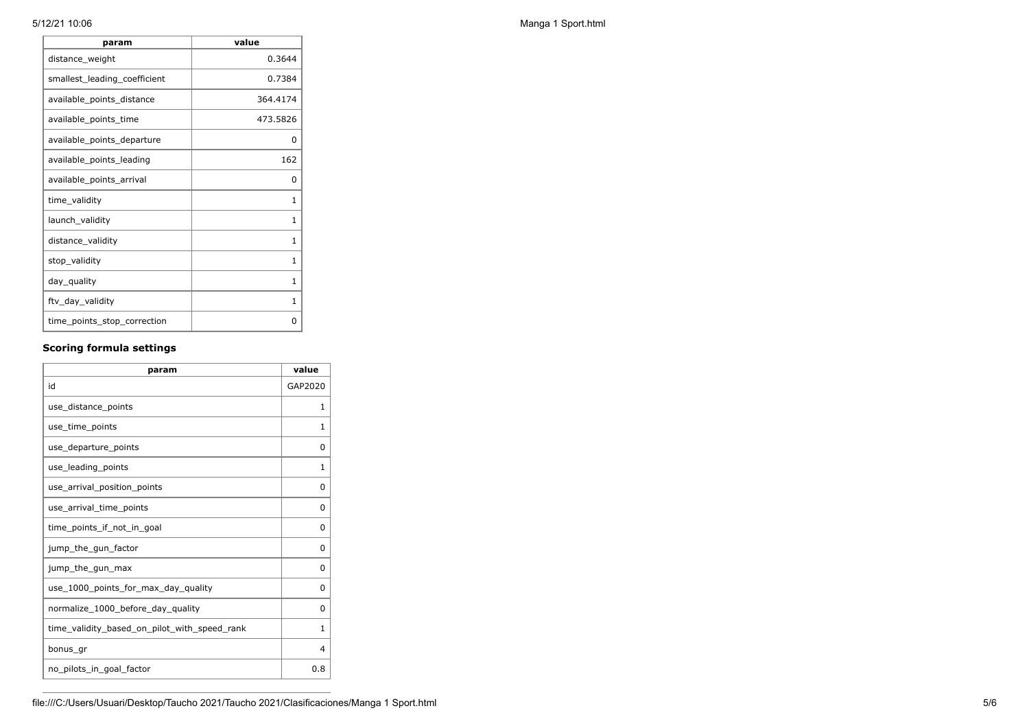| param | value |
|---|---|
| distance_weight | 0.3644 |
| smallest_leading_coefficient | 0.7384 |
| available_points_distance | 364.4174 |
| available_points_time | 473.5826 |
| available_points_departure | 0 |
| available_points_leading | 162 |
| available_points_arrival | 0 |
| time_validity | 1 |
| launch_validity | 1 |
| distance_validity | 1 |
| stop_validity | 1 |
| day_quality | 1 |
| ftv_day_validity | 1 |
| time_points_stop_correction | 0 |

### Scoring formula settings

| param | value |
|---|---|
| id | GAP2020 |
| use_distance_points | 1 |
| use_time_points | 1 |
| use_departure_points | 0 |
| use_leading_points | 1 |
| use_arrival_position_points | 0 |
| use_arrival_time_points | 0 |
| time_points_if_not_in_goal | 0 |
| jump_the_gun_factor | 0 |
| jump_the_gun_max | 0 |
| use_1000_points_for_max_day_quality | 0 |
| normalize_1000_before_day_quality | 0 |
| time_validity_based_on_pilot_with_speed_rank | 1 |
| bonus_gr | 4 |
| no_pilots_in_goal_factor | 0.8 |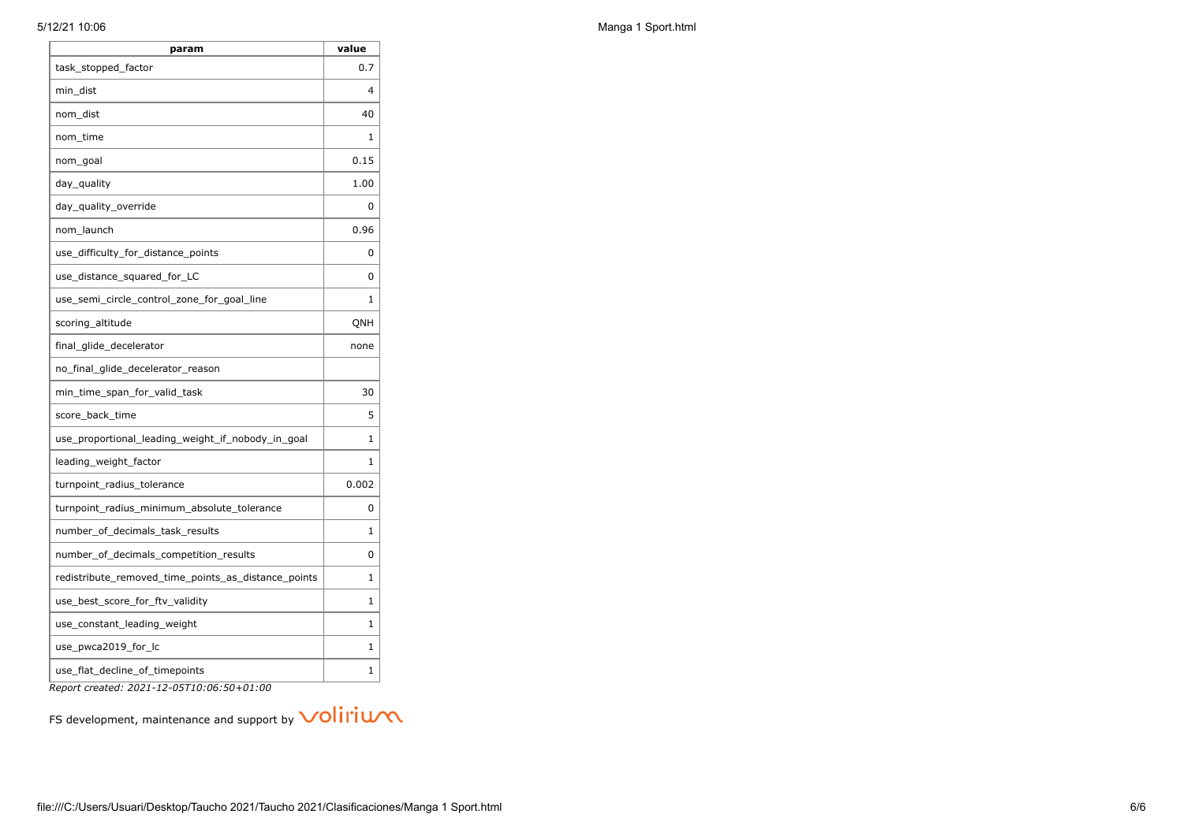| param | value |
| --- | --- |
| task_stopped_factor | 0.7 |
| min_dist | 4 |
| nom_dist | 40 |
| nom_time | 1 |
| nom_goal | 0.15 |
| day_quality | 1.00 |
| day_quality_override | 0 |
| nom_launch | 0.96 |
| use_difficulty_for_distance_points | 0 |
| use_distance_squared_for_LC | 0 |
| use_semi_circle_control_zone_for_goal_line | 1 |
| scoring_altitude | QNH |
| final_glide_decelerator | none |
| no_final_glide_decelerator_reason | |
| min_time_span_for_valid_task | 30 |
| score_back_time | 5 |
| use_proportional_leading_weight_if_nobody_in_goal | 1 |
| leading_weight_factor | 1 |
| turnpoint_radius_tolerance | 0.002 |
| turnpoint_radius_minimum_absolute_tolerance | 0 |
| number_of_decimals_task_results | 1 |
| number_of_decimals_competition_results | 0 |
| redistribute_removed_time_points_as_distance_points | 1 |
| use_best_score_for_ftv_validity | 1 |
| use_constant_leading_weight | 1 |
| use_pwca2019_for_lc | 1 |
| use_flat_decline_of_timepoints | 1 |

*Report created: 2021-12-05T10:06:50+01:00*

FS development, maintenance and support by volirium